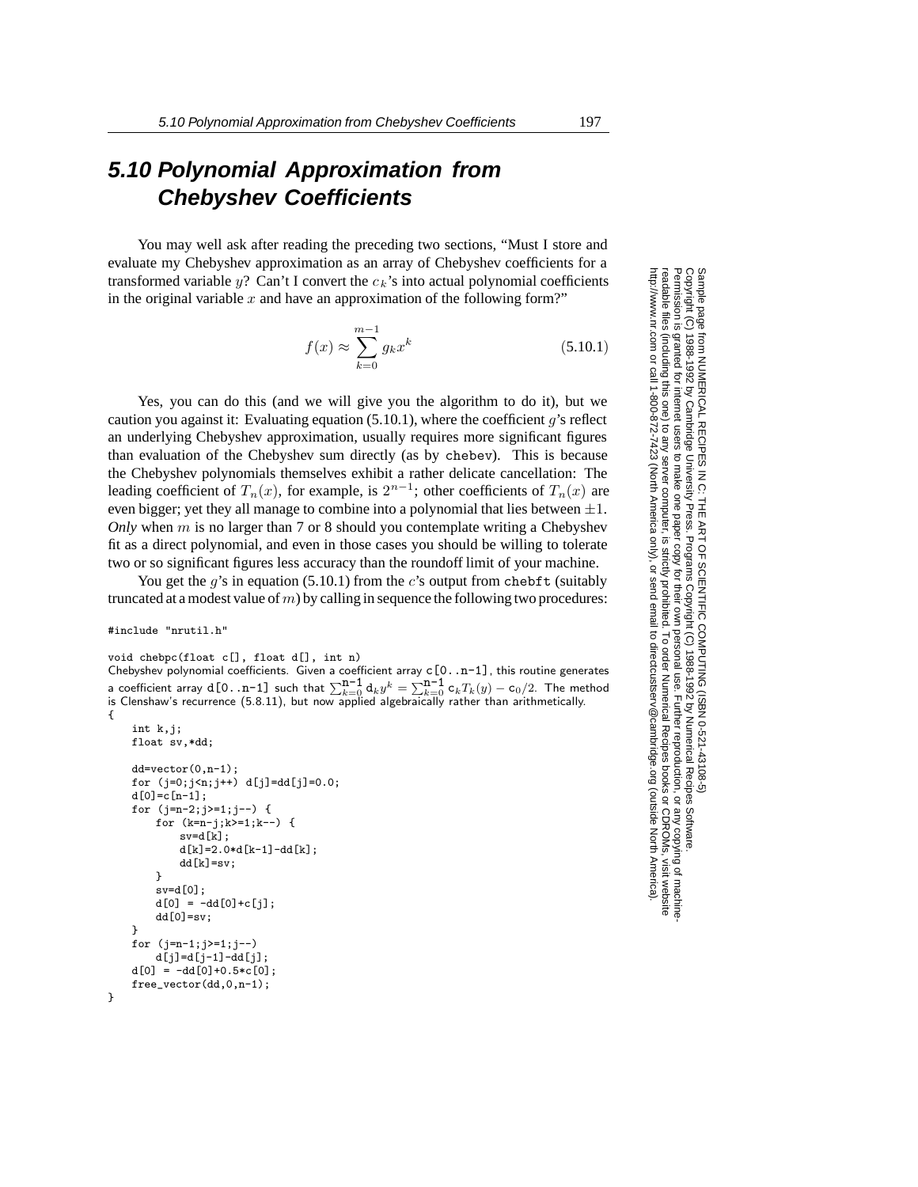# 5.10 Polynomial Approximation from Chebyshev Coefficients

You may well ask after reading the preceding two sections, "Must I store and evaluate my Chebyshev approximation as an array of Chebyshev coefficients for a transformed variable $y$? Can't I convert the $c_k$'s into actual polynomial coefficients in the original variable $x$ and have an approximation of the following form?"

$$f(x) \approx \sum_{k=0}^{m-1} g_k x^k \tag{5.10.1}$$

Yes, you can do this (and we will give you the algorithm to do it), but we caution you against it: Evaluating equation (5.10.1), where the coefficient $g$'s reflect an underlying Chebyshev approximation, usually requires more significant figures than evaluation of the Chebyshev sum directly (as by `chebev`). This is because the Chebyshev polynomials themselves exhibit a rather delicate cancellation: The leading coefficient of $T_n(x)$, for example, is $2^{n-1}$; other coefficients of $T_n(x)$ are even bigger; yet they all manage to combine into a polynomial that lies between $\pm 1$. *Only* when $m$ is no larger than 7 or 8 should you contemplate writing a Chebyshev fit as a direct polynomial, and even in those cases you should be willing to tolerate two or so significant figures less accuracy than the roundoff limit of your machine.

You get the $g$'s in equation (5.10.1) from the $c$'s output from `chebft` (suitably truncated at a modest value of $m$) by calling in sequence the following two procedures:

```
#include "nrutil.h"

void chebpc(float c[], float d[], int n)
```

Chebyshev polynomial coefficients. Given a coefficient array `c[0..n-1]`, this routine generates a coefficient array `d[0..n-1]` such that $\sum_{k=0}^{n-1} d_k y^k = \sum_{k=0}^{n-1} c_k T_k(y) - c_0/2$. The method is Clenshaw's recurrence (5.8.11), but now applied algebraically rather than arithmetically.

```
{
    int k,j;
    float sv,*dd;

    dd=vector(0,n-1);
    for (j=0;j<n;j++) d[j]=dd[j]=0.0;
    d[0]=c[n-1];
    for (j=n-2;j>=1;j--) {
        for (k=n-j;k>=1;k--) {
            sv=d[k];
            d[k]=2.0*d[k-1]-dd[k];
            dd[k]=sv;
        }
        sv=d[0];
        d[0] = -dd[0]+c[j];
        dd[0]=sv;
    }
    for (j=n-1;j>=1;j--)
        d[j]=d[j-1]-dd[j];
    d[0] = -dd[0]+0.5*c[0];
    free_vector(dd,0,n-1);
}
```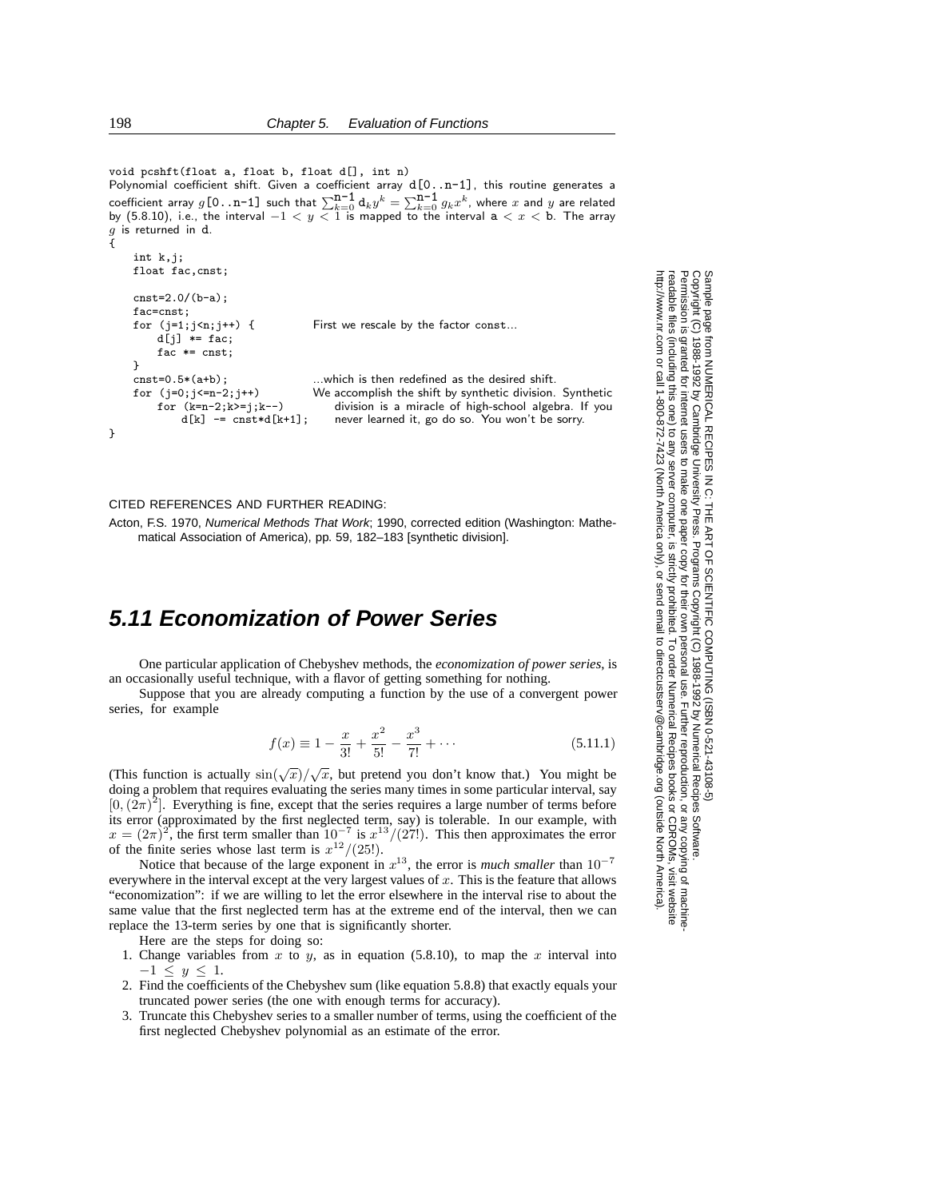```
void pcshft(float a, float b, float d[], int n)
```

Polynomial coefficient shift. Given a coefficient array `d[0..n-1]`, this routine generates a coefficient array $g$`[0..n-1]` such that $\sum_{k=0}^{n-1} d_k y^k = \sum_{k=0}^{n-1} g_k x^k$, where $x$ and $y$ are related by (5.8.10), i.e., the interval $-1 < y < 1$ is mapped to the interval $a < x < b$. The array $g$ is returned in `d`.

```
{
    int k,j;
    float fac,cnst;

    cnst=2.0/(b-a);
    fac=cnst;
    for (j=1;j<n;j++) {              First we rescale by the factor const...
        d[j] *= fac;
        fac *= cnst;
    }
    cnst=0.5*(a+b);                  ...which is then redefined as the desired shift.
    for (j=0;j<=n-2;j++)             We accomplish the shift by synthetic division. Synthetic
        for (k=n-2;k>=j;k--)             division is a miracle of high-school algebra. If you
            d[k] -= cnst*d[k+1];         never learned it, go do so. You won't be sorry.
}
```

CITED REFERENCES AND FURTHER READING:

Acton, F.S. 1970, *Numerical Methods That Work*; 1990, corrected edition (Washington: Mathematical Association of America), pp. 59, 182–183 [synthetic division].

## 5.11 Economization of Power Series

One particular application of Chebyshev methods, the *economization of power series*, is an occasionally useful technique, with a flavor of getting something for nothing.

Suppose that you are already computing a function by the use of a convergent power series, for example

$$f(x) \equiv 1 - \frac{x}{3!} + \frac{x^2}{5!} - \frac{x^3}{7!} + \cdots \tag{5.11.1}$$

(This function is actually $\sin(\sqrt{x})/\sqrt{x}$, but pretend you don't know that.) You might be doing a problem that requires evaluating the series many times in some particular interval, say $[0, (2\pi)^2]$. Everything is fine, except that the series requires a large number of terms before its error (approximated by the first neglected term, say) is tolerable. In our example, with $x = (2\pi)^2$, the first term smaller than $10^{-7}$ is $x^{13}/(27!)$. This then approximates the error of the finite series whose last term is $x^{12}/(25!)$.

Notice that because of the large exponent in $x^{13}$, the error is *much smaller* than $10^{-7}$ everywhere in the interval except at the very largest values of $x$. This is the feature that allows "economization": if we are willing to let the error elsewhere in the interval rise to about the same value that the first neglected term has at the extreme end of the interval, then we can replace the 13-term series by one that is significantly shorter.

Here are the steps for doing so:

1. Change variables from $x$ to $y$, as in equation (5.8.10), to map the $x$ interval into $-1 \leq y \leq 1$.
2. Find the coefficients of the Chebyshev sum (like equation 5.8.8) that exactly equals your truncated power series (the one with enough terms for accuracy).
3. Truncate this Chebyshev series to a smaller number of terms, using the coefficient of the first neglected Chebyshev polynomial as an estimate of the error.